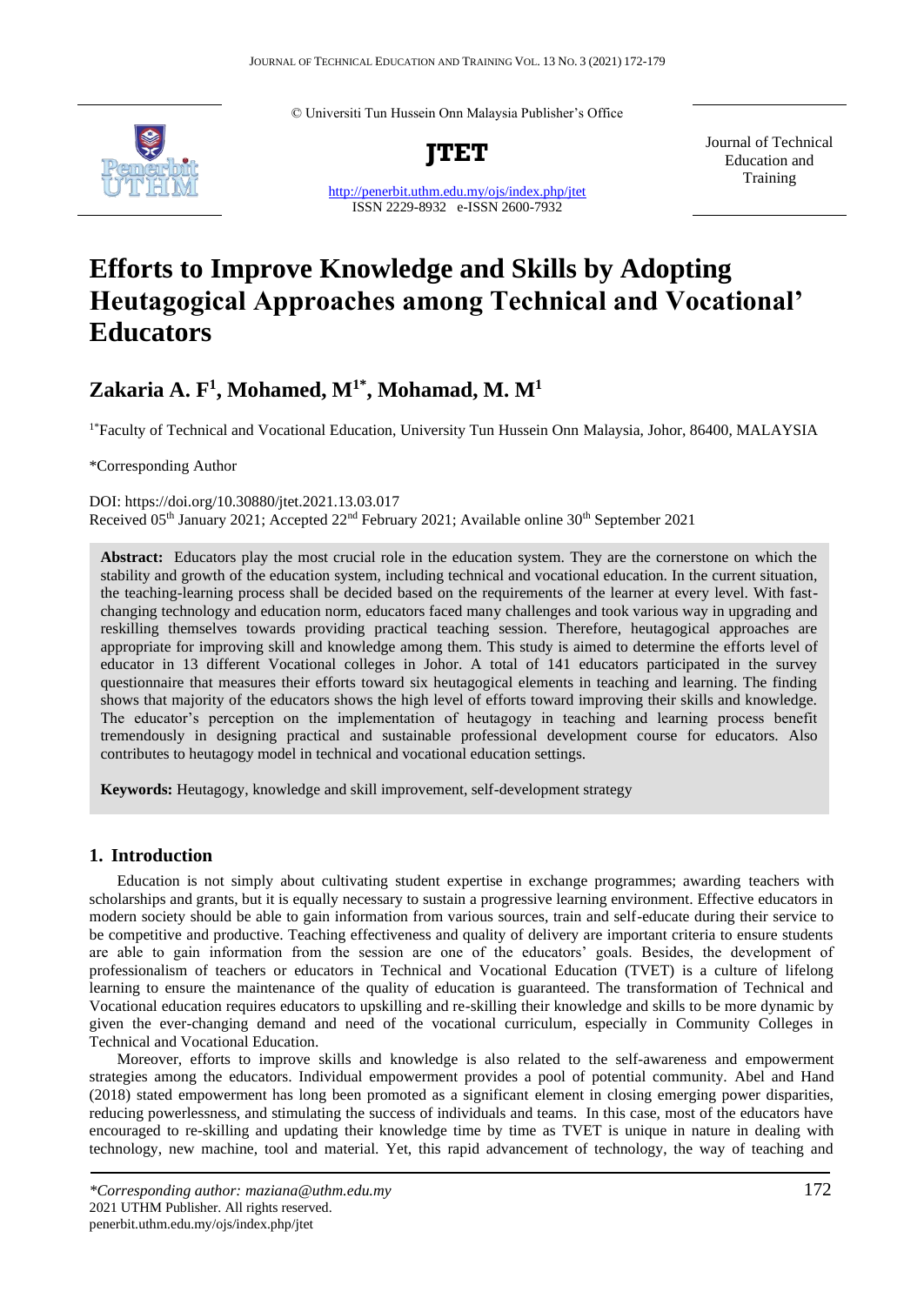© Universiti Tun Hussein Onn Malaysia Publisher's Office

**JTET**

http://penerbit.uthm.edu.my/ojs/index.php/jtet
ISSN 2229-8932 e-ISSN 2600-7932

Journal of Technical Education and Training

# Efforts to Improve Knowledge and Skills by Adopting Heutagogical Approaches among Technical and Vocational' Educators

## Zakaria A. F[1], Mohamed, M[1*], Mohamad, M. M[1]

[1*]Faculty of Technical and Vocational Education, University Tun Hussein Onn Malaysia, Johor, 86400, MALAYSIA

*Corresponding Author

DOI: https://doi.org/10.30880/jtet.2021.13.03.017
Received 05th January 2021; Accepted 22nd February 2021; Available online 30th September 2021

**Abstract:** Educators play the most crucial role in the education system. They are the cornerstone on which the stability and growth of the education system, including technical and vocational education. In the current situation, the teaching-learning process shall be decided based on the requirements of the learner at every level. With fast-changing technology and education norm, educators faced many challenges and took various way in upgrading and reskilling themselves towards providing practical teaching session. Therefore, heutagogical approaches are appropriate for improving skill and knowledge among them. This study is aimed to determine the efforts level of educator in 13 different Vocational colleges in Johor. A total of 141 educators participated in the survey questionnaire that measures their efforts toward six heutagogical elements in teaching and learning. The finding shows that majority of the educators shows the high level of efforts toward improving their skills and knowledge. The educator's perception on the implementation of heutagogy in teaching and learning process benefit tremendously in designing practical and sustainable professional development course for educators. Also contributes to heutagogy model in technical and vocational education settings.

**Keywords:** Heutagogy, knowledge and skill improvement, self-development strategy

## 1. Introduction

Education is not simply about cultivating student expertise in exchange programmes; awarding teachers with scholarships and grants, but it is equally necessary to sustain a progressive learning environment. Effective educators in modern society should be able to gain information from various sources, train and self-educate during their service to be competitive and productive. Teaching effectiveness and quality of delivery are important criteria to ensure students are able to gain information from the session are one of the educators' goals. Besides, the development of professionalism of teachers or educators in Technical and Vocational Education (TVET) is a culture of lifelong learning to ensure the maintenance of the quality of education is guaranteed. The transformation of Technical and Vocational education requires educators to upskilling and re-skilling their knowledge and skills to be more dynamic by given the ever-changing demand and need of the vocational curriculum, especially in Community Colleges in Technical and Vocational Education.

Moreover, efforts to improve skills and knowledge is also related to the self-awareness and empowerment strategies among the educators. Individual empowerment provides a pool of potential community. Abel and Hand (2018) stated empowerment has long been promoted as a significant element in closing emerging power disparities, reducing powerlessness, and stimulating the success of individuals and teams. In this case, most of the educators have encouraged to re-skilling and updating their knowledge time by time as TVET is unique in nature in dealing with technology, new machine, tool and material. Yet, this rapid advancement of technology, the way of teaching and

*\*Corresponding author: maziana@uthm.edu.my*
2021 UTHM Publisher. All rights reserved.
penerbit.uthm.edu.my/ojs/index.php/jtet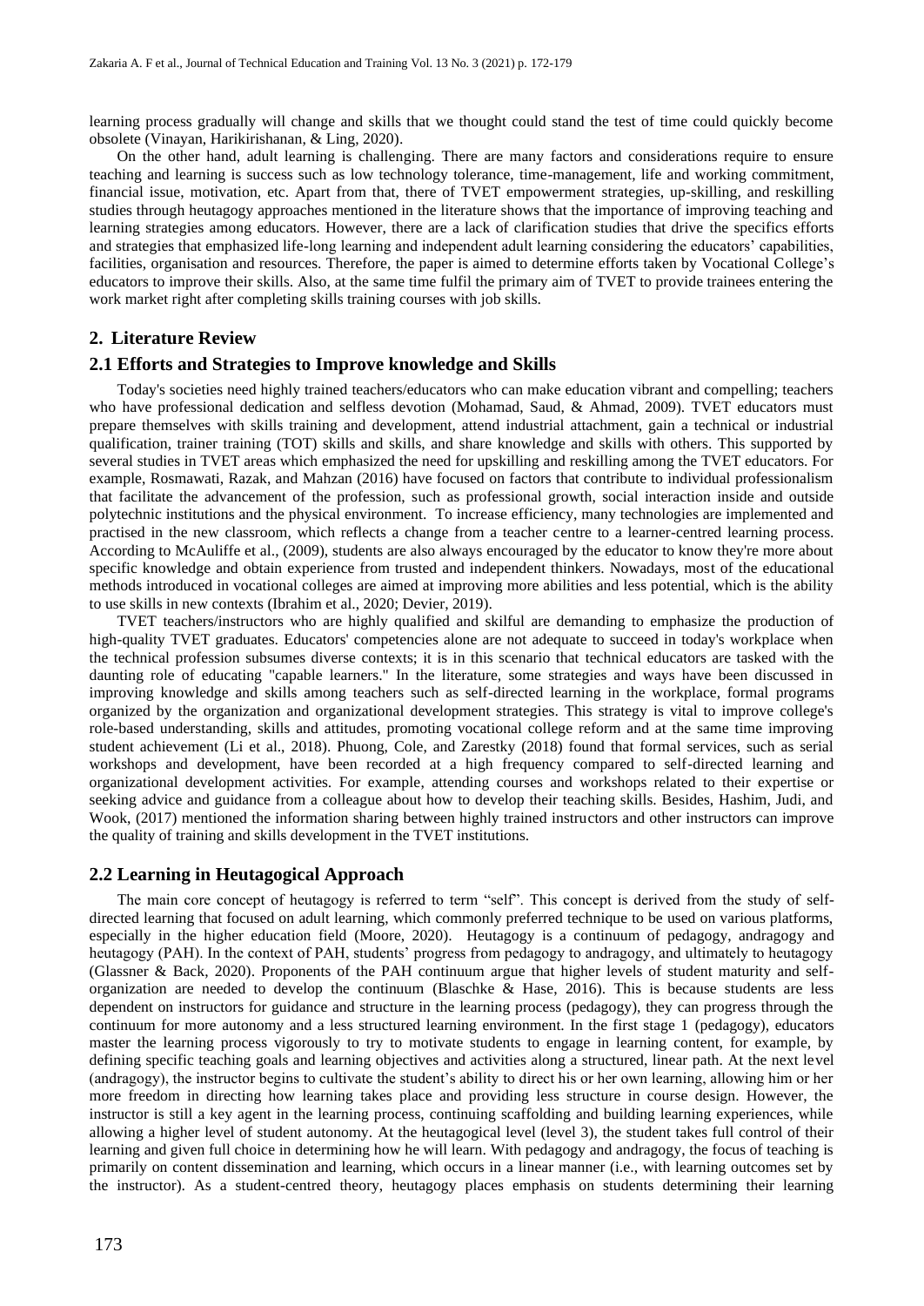learning process gradually will change and skills that we thought could stand the test of time could quickly become obsolete (Vinayan, Harikirishanan, & Ling, 2020).

On the other hand, adult learning is challenging. There are many factors and considerations require to ensure teaching and learning is success such as low technology tolerance, time-management, life and working commitment, financial issue, motivation, etc. Apart from that, there of TVET empowerment strategies, up-skilling, and reskilling studies through heutagogy approaches mentioned in the literature shows that the importance of improving teaching and learning strategies among educators. However, there are a lack of clarification studies that drive the specifics efforts and strategies that emphasized life-long learning and independent adult learning considering the educators' capabilities, facilities, organisation and resources. Therefore, the paper is aimed to determine efforts taken by Vocational College's educators to improve their skills. Also, at the same time fulfil the primary aim of TVET to provide trainees entering the work market right after completing skills training courses with job skills.

## 2. Literature Review

### 2.1 Efforts and Strategies to Improve knowledge and Skills

Today's societies need highly trained teachers/educators who can make education vibrant and compelling; teachers who have professional dedication and selfless devotion (Mohamad, Saud, & Ahmad, 2009). TVET educators must prepare themselves with skills training and development, attend industrial attachment, gain a technical or industrial qualification, trainer training (TOT) skills and skills, and share knowledge and skills with others. This supported by several studies in TVET areas which emphasized the need for upskilling and reskilling among the TVET educators. For example, Rosmawati, Razak, and Mahzan (2016) have focused on factors that contribute to individual professionalism that facilitate the advancement of the profession, such as professional growth, social interaction inside and outside polytechnic institutions and the physical environment. To increase efficiency, many technologies are implemented and practised in the new classroom, which reflects a change from a teacher centre to a learner-centred learning process. According to McAuliffe et al., (2009), students are also always encouraged by the educator to know they're more about specific knowledge and obtain experience from trusted and independent thinkers. Nowadays, most of the educational methods introduced in vocational colleges are aimed at improving more abilities and less potential, which is the ability to use skills in new contexts (Ibrahim et al., 2020; Devier, 2019).

TVET teachers/instructors who are highly qualified and skilful are demanding to emphasize the production of high-quality TVET graduates. Educators' competencies alone are not adequate to succeed in today's workplace when the technical profession subsumes diverse contexts; it is in this scenario that technical educators are tasked with the daunting role of educating "capable learners." In the literature, some strategies and ways have been discussed in improving knowledge and skills among teachers such as self-directed learning in the workplace, formal programs organized by the organization and organizational development strategies. This strategy is vital to improve college's role-based understanding, skills and attitudes, promoting vocational college reform and at the same time improving student achievement (Li et al., 2018). Phuong, Cole, and Zarestky (2018) found that formal services, such as serial workshops and development, have been recorded at a high frequency compared to self-directed learning and organizational development activities. For example, attending courses and workshops related to their expertise or seeking advice and guidance from a colleague about how to develop their teaching skills. Besides, Hashim, Judi, and Wook, (2017) mentioned the information sharing between highly trained instructors and other instructors can improve the quality of training and skills development in the TVET institutions.

### 2.2 Learning in Heutagogical Approach

The main core concept of heutagogy is referred to term "self". This concept is derived from the study of self-directed learning that focused on adult learning, which commonly preferred technique to be used on various platforms, especially in the higher education field (Moore, 2020). Heutagogy is a continuum of pedagogy, andragogy and heutagogy (PAH). In the context of PAH, students' progress from pedagogy to andragogy, and ultimately to heutagogy (Glassner & Back, 2020). Proponents of the PAH continuum argue that higher levels of student maturity and self-organization are needed to develop the continuum (Blaschke & Hase, 2016). This is because students are less dependent on instructors for guidance and structure in the learning process (pedagogy), they can progress through the continuum for more autonomy and a less structured learning environment. In the first stage 1 (pedagogy), educators master the learning process vigorously to try to motivate students to engage in learning content, for example, by defining specific teaching goals and learning objectives and activities along a structured, linear path. At the next level (andragogy), the instructor begins to cultivate the student's ability to direct his or her own learning, allowing him or her more freedom in directing how learning takes place and providing less structure in course design. However, the instructor is still a key agent in the learning process, continuing scaffolding and building learning experiences, while allowing a higher level of student autonomy. At the heutagogical level (level 3), the student takes full control of their learning and given full choice in determining how he will learn. With pedagogy and andragogy, the focus of teaching is primarily on content dissemination and learning, which occurs in a linear manner (i.e., with learning outcomes set by the instructor). As a student-centred theory, heutagogy places emphasis on students determining their learning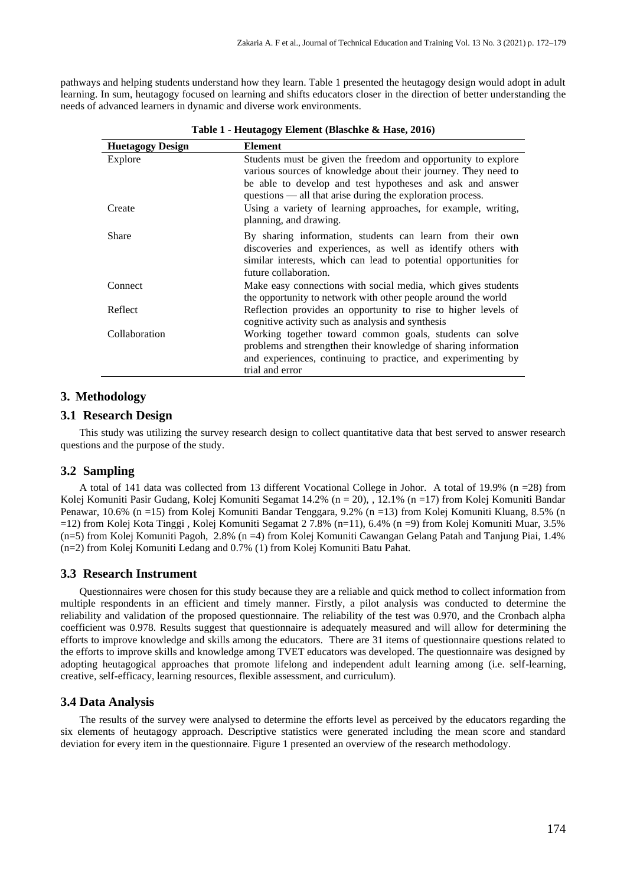pathways and helping students understand how they learn. Table 1 presented the heutagogy design would adopt in adult learning. In sum, heutagogy focused on learning and shifts educators closer in the direction of better understanding the needs of advanced learners in dynamic and diverse work environments.

**Table 1 - Heutagogy Element (Blaschke & Hase, 2016)**

| Huetagogy Design | Element |
|---|---|
| Explore | Students must be given the freedom and opportunity to explore various sources of knowledge about their journey. They need to be able to develop and test hypotheses and ask and answer questions — all that arise during the exploration process. |
| Create | Using a variety of learning approaches, for example, writing, planning, and drawing. |
| Share | By sharing information, students can learn from their own discoveries and experiences, as well as identify others with similar interests, which can lead to potential opportunities for future collaboration. |
| Connect | Make easy connections with social media, which gives students the opportunity to network with other people around the world |
| Reflect | Reflection provides an opportunity to rise to higher levels of cognitive activity such as analysis and synthesis |
| Collaboration | Working together toward common goals, students can solve problems and strengthen their knowledge of sharing information and experiences, continuing to practice, and experimenting by trial and error |

## 3. Methodology

### 3.1 Research Design

This study was utilizing the survey research design to collect quantitative data that best served to answer research questions and the purpose of the study.

### 3.2 Sampling

A total of 141 data was collected from 13 different Vocational College in Johor. A total of 19.9% (n =28) from Kolej Komuniti Pasir Gudang, Kolej Komuniti Segamat 14.2% (n = 20), , 12.1% (n =17) from Kolej Komuniti Bandar Penawar, 10.6% (n =15) from Kolej Komuniti Bandar Tenggara, 9.2% (n =13) from Kolej Komuniti Kluang, 8.5% (n =12) from Kolej Kota Tinggi , Kolej Komuniti Segamat 2 7.8% (n=11), 6.4% (n =9) from Kolej Komuniti Muar, 3.5% (n=5) from Kolej Komuniti Pagoh, 2.8% (n =4) from Kolej Komuniti Cawangan Gelang Patah and Tanjung Piai, 1.4% (n=2) from Kolej Komuniti Ledang and 0.7% (1) from Kolej Komuniti Batu Pahat.

### 3.3 Research Instrument

Questionnaires were chosen for this study because they are a reliable and quick method to collect information from multiple respondents in an efficient and timely manner. Firstly, a pilot analysis was conducted to determine the reliability and validation of the proposed questionnaire. The reliability of the test was 0.970, and the Cronbach alpha coefficient was 0.978. Results suggest that questionnaire is adequately measured and will allow for determining the efforts to improve knowledge and skills among the educators. There are 31 items of questionnaire questions related to the efforts to improve skills and knowledge among TVET educators was developed. The questionnaire was designed by adopting heutagogical approaches that promote lifelong and independent adult learning among (i.e. self-learning, creative, self-efficacy, learning resources, flexible assessment, and curriculum).

### 3.4 Data Analysis

The results of the survey were analysed to determine the efforts level as perceived by the educators regarding the six elements of heutagogy approach. Descriptive statistics were generated including the mean score and standard deviation for every item in the questionnaire. Figure 1 presented an overview of the research methodology.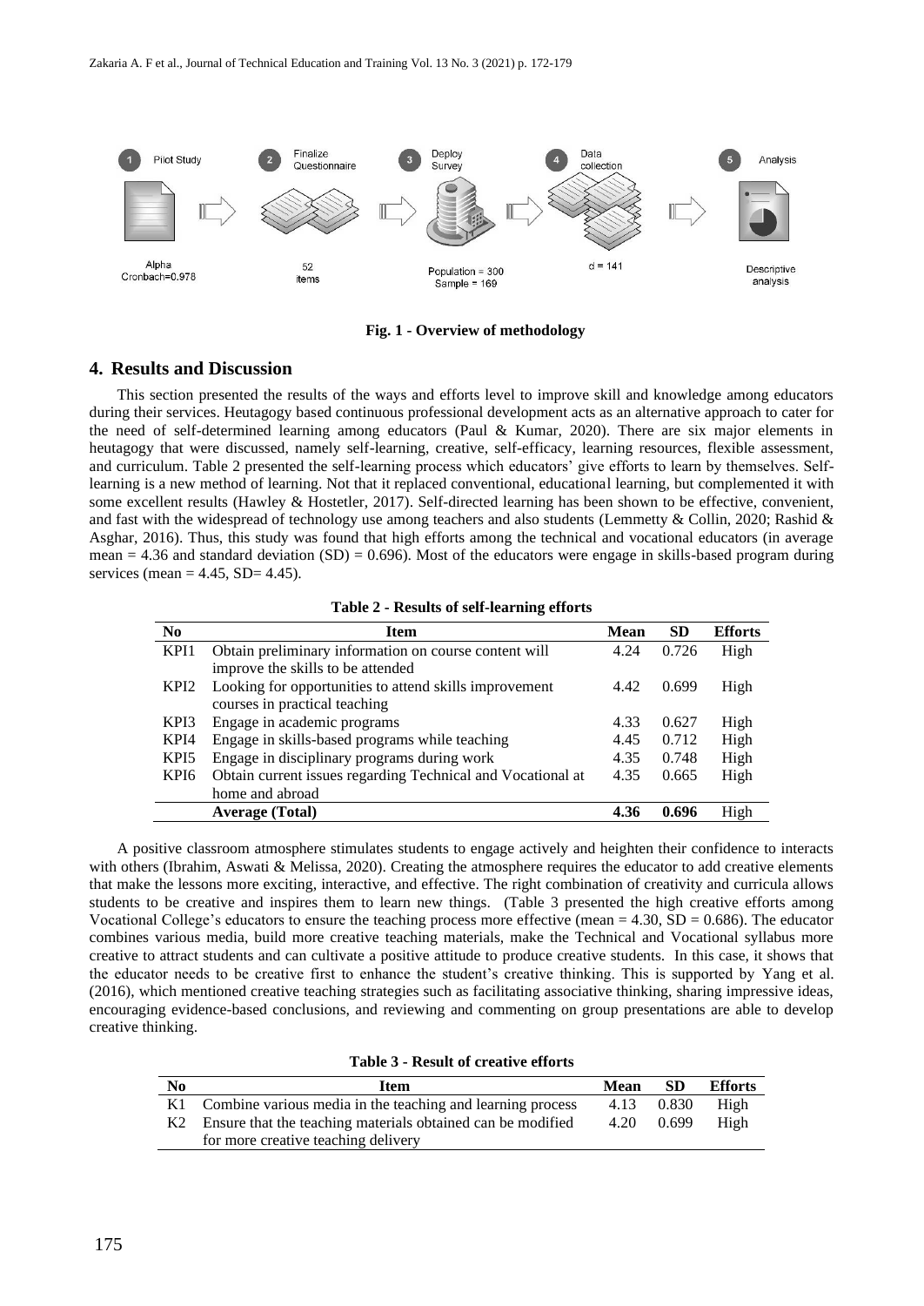Fig. 1 - Overview of methodology

## 4. Results and Discussion

This section presented the results of the ways and efforts level to improve skill and knowledge among educators during their services. Heutagogy based continuous professional development acts as an alternative approach to cater for the need of self-determined learning among educators (Paul & Kumar, 2020). There are six major elements in heutagogy that were discussed, namely self-learning, creative, self-efficacy, learning resources, flexible assessment, and curriculum. Table 2 presented the self-learning process which educators' give efforts to learn by themselves. Self-learning is a new method of learning. Not that it replaced conventional, educational learning, but complemented it with some excellent results (Hawley & Hostetler, 2017). Self-directed learning has been shown to be effective, convenient, and fast with the widespread of technology use among teachers and also students (Lemmetty & Collin, 2020; Rashid & Asghar, 2016). Thus, this study was found that high efforts among the technical and vocational educators (in average mean = 4.36 and standard deviation (SD) = 0.696). Most of the educators were engage in skills-based program during services (mean = 4.45, SD= 4.45).

**Table 2 - Results of self-learning efforts**

| No | Item | Mean | SD | Efforts |
|---|---|---|---|---|
| KPI1 | Obtain preliminary information on course content will improve the skills to be attended | 4.24 | 0.726 | High |
| KPI2 | Looking for opportunities to attend skills improvement courses in practical teaching | 4.42 | 0.699 | High |
| KPI3 | Engage in academic programs | 4.33 | 0.627 | High |
| KPI4 | Engage in skills-based programs while teaching | 4.45 | 0.712 | High |
| KPI5 | Engage in disciplinary programs during work | 4.35 | 0.748 | High |
| KPI6 | Obtain current issues regarding Technical and Vocational at home and abroad | 4.35 | 0.665 | High |
| | **Average (Total)** | **4.36** | **0.696** | High |

A positive classroom atmosphere stimulates students to engage actively and heighten their confidence to interacts with others (Ibrahim, Aswati & Melissa, 2020). Creating the atmosphere requires the educator to add creative elements that make the lessons more exciting, interactive, and effective. The right combination of creativity and curricula allows students to be creative and inspires them to learn new things. (Table 3 presented the high creative efforts among Vocational College's educators to ensure the teaching process more effective (mean = 4.30, SD = 0.686). The educator combines various media, build more creative teaching materials, make the Technical and Vocational syllabus more creative to attract students and can cultivate a positive attitude to produce creative students. In this case, it shows that the educator needs to be creative first to enhance the student's creative thinking. This is supported by Yang et al. (2016), which mentioned creative teaching strategies such as facilitating associative thinking, sharing impressive ideas, encouraging evidence-based conclusions, and reviewing and commenting on group presentations are able to develop creative thinking.

**Table 3 - Result of creative efforts**

| No | Item | Mean | SD | Efforts |
|---|---|---|---|---|
| K1 | Combine various media in the teaching and learning process | 4.13 | 0.830 | High |
| K2 | Ensure that the teaching materials obtained can be modified for more creative teaching delivery | 4.20 | 0.699 | High |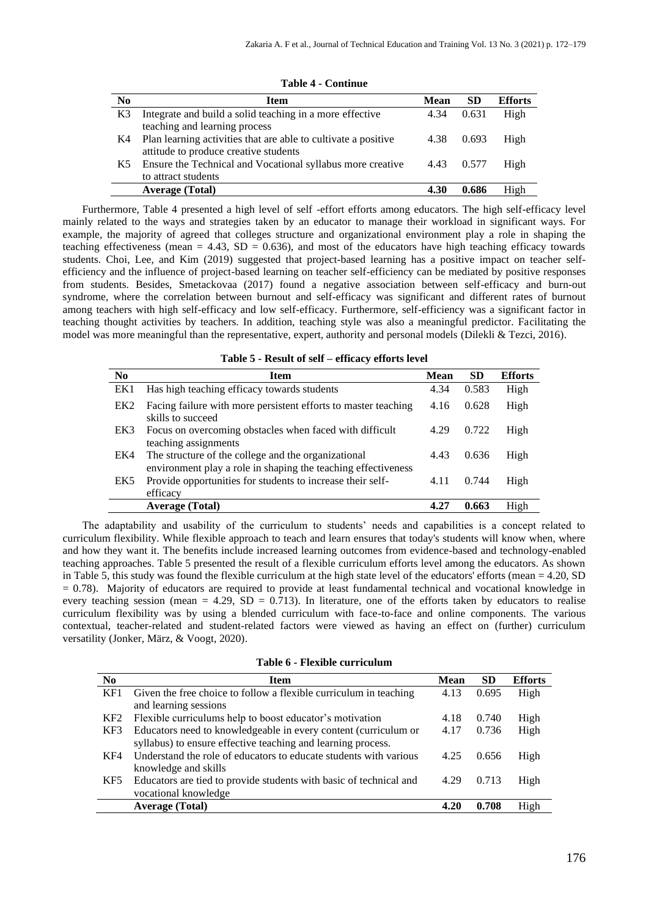**Table 4 - Continue**

| No | Item | Mean | SD | Efforts |
|---|---|---|---|---|
| K3 | Integrate and build a solid teaching in a more effective teaching and learning process | 4.34 | 0.631 | High |
| K4 | Plan learning activities that are able to cultivate a positive attitude to produce creative students | 4.38 | 0.693 | High |
| K5 | Ensure the Technical and Vocational syllabus more creative to attract students | 4.43 | 0.577 | High |
| | **Average (Total)** | **4.30** | **0.686** | High |

Furthermore, Table 4 presented a high level of self -effort efforts among educators. The high self-efficacy level mainly related to the ways and strategies taken by an educator to manage their workload in significant ways. For example, the majority of agreed that colleges structure and organizational environment play a role in shaping the teaching effectiveness (mean = 4.43, SD = 0.636), and most of the educators have high teaching efficacy towards students. Choi, Lee, and Kim (2019) suggested that project-based learning has a positive impact on teacher self-efficiency and the influence of project-based learning on teacher self-efficiency can be mediated by positive responses from students. Besides, Smetackovaa (2017) found a negative association between self-efficacy and burn-out syndrome, where the correlation between burnout and self-efficacy was significant and different rates of burnout among teachers with high self-efficacy and low self-efficacy. Furthermore, self-efficiency was a significant factor in teaching thought activities by teachers. In addition, teaching style was also a meaningful predictor. Facilitating the model was more meaningful than the representative, expert, authority and personal models (Dilekli & Tezci, 2016).

**Table 5 - Result of self – efficacy efforts level**

| No | Item | Mean | SD | Efforts |
|---|---|---|---|---|
| EK1 | Has high teaching efficacy towards students | 4.34 | 0.583 | High |
| EK2 | Facing failure with more persistent efforts to master teaching skills to succeed | 4.16 | 0.628 | High |
| EK3 | Focus on overcoming obstacles when faced with difficult teaching assignments | 4.29 | 0.722 | High |
| EK4 | The structure of the college and the organizational environment play a role in shaping the teaching effectiveness | 4.43 | 0.636 | High |
| EK5 | Provide opportunities for students to increase their self-efficacy | 4.11 | 0.744 | High |
| | **Average (Total)** | **4.27** | **0.663** | High |

The adaptability and usability of the curriculum to students' needs and capabilities is a concept related to curriculum flexibility. While flexible approach to teach and learn ensures that today's students will know when, where and how they want it. The benefits include increased learning outcomes from evidence-based and technology-enabled teaching approaches. Table 5 presented the result of a flexible curriculum efforts level among the educators. As shown in Table 5, this study was found the flexible curriculum at the high state level of the educators' efforts (mean = 4.20, SD = 0.78). Majority of educators are required to provide at least fundamental technical and vocational knowledge in every teaching session (mean = 4.29, SD = 0.713). In literature, one of the efforts taken by educators to realise curriculum flexibility was by using a blended curriculum with face-to-face and online components. The various contextual, teacher-related and student-related factors were viewed as having an effect on (further) curriculum versatility (Jonker, März, & Voogt, 2020).

**Table 6 - Flexible curriculum**

| No | Item | Mean | SD | Efforts |
|---|---|---|---|---|
| KF1 | Given the free choice to follow a flexible curriculum in teaching and learning sessions | 4.13 | 0.695 | High |
| KF2 | Flexible curriculums help to boost educator's motivation | 4.18 | 0.740 | High |
| KF3 | Educators need to knowledgeable in every content (curriculum or syllabus) to ensure effective teaching and learning process. | 4.17 | 0.736 | High |
| KF4 | Understand the role of educators to educate students with various knowledge and skills | 4.25 | 0.656 | High |
| KF5 | Educators are tied to provide students with basic of technical and vocational knowledge | 4.29 | 0.713 | High |
| | **Average (Total)** | **4.20** | **0.708** | High |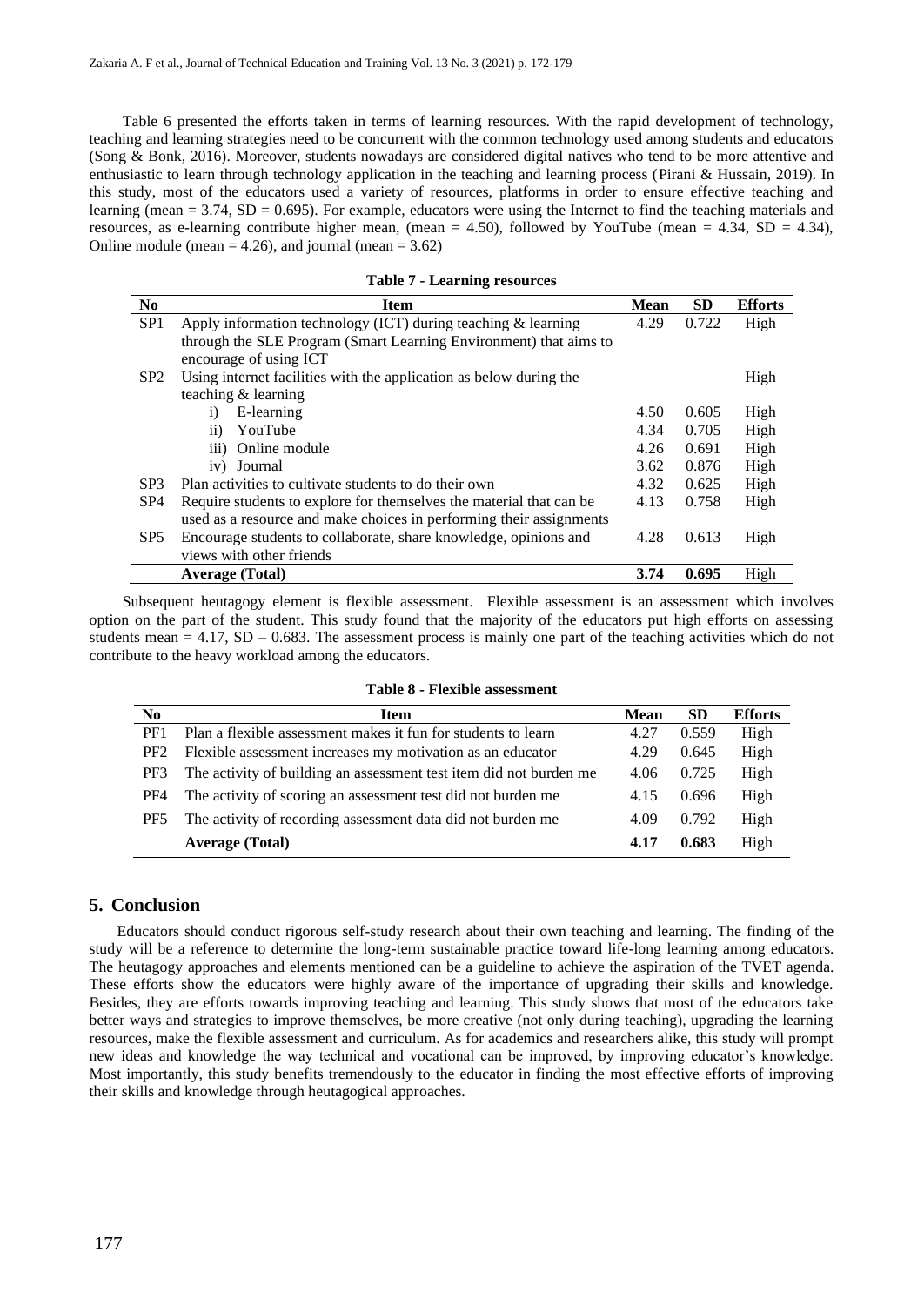Table 6 presented the efforts taken in terms of learning resources. With the rapid development of technology, teaching and learning strategies need to be concurrent with the common technology used among students and educators (Song & Bonk, 2016). Moreover, students nowadays are considered digital natives who tend to be more attentive and enthusiastic to learn through technology application in the teaching and learning process (Pirani & Hussain, 2019). In this study, most of the educators used a variety of resources, platforms in order to ensure effective teaching and learning (mean = 3.74, SD = 0.695). For example, educators were using the Internet to find the teaching materials and resources, as e-learning contribute higher mean, (mean = 4.50), followed by YouTube (mean = 4.34, SD = 4.34), Online module (mean = 4.26), and journal (mean = 3.62)

**Table 7 - Learning resources**

| No | Item | Mean | SD | Efforts |
|---|---|---|---|---|
| SP1 | Apply information technology (ICT) during teaching & learning through the SLE Program (Smart Learning Environment) that aims to encourage of using ICT | 4.29 | 0.722 | High |
| SP2 | Using internet facilities with the application as below during the teaching & learning | | | High |
| | i) E-learning | 4.50 | 0.605 | High |
| | ii) YouTube | 4.34 | 0.705 | High |
| | iii) Online module | 4.26 | 0.691 | High |
| | iv) Journal | 3.62 | 0.876 | High |
| SP3 | Plan activities to cultivate students to do their own | 4.32 | 0.625 | High |
| SP4 | Require students to explore for themselves the material that can be used as a resource and make choices in performing their assignments | 4.13 | 0.758 | High |
| SP5 | Encourage students to collaborate, share knowledge, opinions and views with other friends | 4.28 | 0.613 | High |
| | **Average (Total)** | **3.74** | **0.695** | High |

Subsequent heutagogy element is flexible assessment. Flexible assessment is an assessment which involves option on the part of the student. This study found that the majority of the educators put high efforts on assessing students mean = 4.17, SD – 0.683. The assessment process is mainly one part of the teaching activities which do not contribute to the heavy workload among the educators.

**Table 8 - Flexible assessment**

| No | Item | Mean | SD | Efforts |
|---|---|---|---|---|
| PF1 | Plan a flexible assessment makes it fun for students to learn | 4.27 | 0.559 | High |
| PF2 | Flexible assessment increases my motivation as an educator | 4.29 | 0.645 | High |
| PF3 | The activity of building an assessment test item did not burden me | 4.06 | 0.725 | High |
| PF4 | The activity of scoring an assessment test did not burden me | 4.15 | 0.696 | High |
| PF5 | The activity of recording assessment data did not burden me | 4.09 | 0.792 | High |
| | **Average (Total)** | **4.17** | **0.683** | High |

## 5. Conclusion

Educators should conduct rigorous self-study research about their own teaching and learning. The finding of the study will be a reference to determine the long-term sustainable practice toward life-long learning among educators. The heutagogy approaches and elements mentioned can be a guideline to achieve the aspiration of the TVET agenda. These efforts show the educators were highly aware of the importance of upgrading their skills and knowledge. Besides, they are efforts towards improving teaching and learning. This study shows that most of the educators take better ways and strategies to improve themselves, be more creative (not only during teaching), upgrading the learning resources, make the flexible assessment and curriculum. As for academics and researchers alike, this study will prompt new ideas and knowledge the way technical and vocational can be improved, by improving educator's knowledge. Most importantly, this study benefits tremendously to the educator in finding the most effective efforts of improving their skills and knowledge through heutagogical approaches.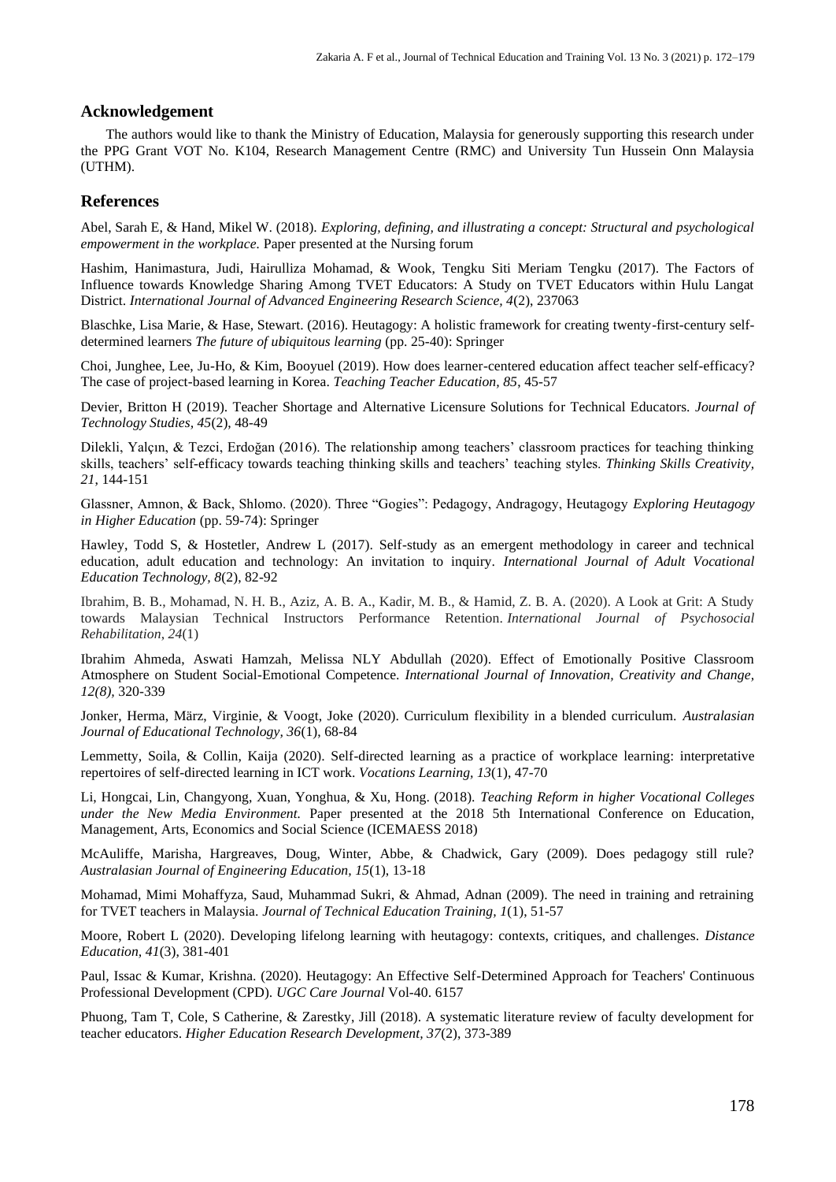## Acknowledgement

The authors would like to thank the Ministry of Education, Malaysia for generously supporting this research under the PPG Grant VOT No. K104, Research Management Centre (RMC) and University Tun Hussein Onn Malaysia (UTHM).

## References

Abel, Sarah E, & Hand, Mikel W. (2018). *Exploring, defining, and illustrating a concept: Structural and psychological empowerment in the workplace.* Paper presented at the Nursing forum

Hashim, Hanimastura, Judi, Hairulliza Mohamad, & Wook, Tengku Siti Meriam Tengku (2017). The Factors of Influence towards Knowledge Sharing Among TVET Educators: A Study on TVET Educators within Hulu Langat District. *International Journal of Advanced Engineering Research Science, 4*(2), 237063

Blaschke, Lisa Marie, & Hase, Stewart. (2016). Heutagogy: A holistic framework for creating twenty-first-century self-determined learners *The future of ubiquitous learning* (pp. 25-40): Springer

Choi, Junghee, Lee, Ju-Ho, & Kim, Booyuel (2019). How does learner-centered education affect teacher self-efficacy? The case of project-based learning in Korea. *Teaching Teacher Education, 85*, 45-57

Devier, Britton H (2019). Teacher Shortage and Alternative Licensure Solutions for Technical Educators. *Journal of Technology Studies, 45*(2), 48-49

Dilekli, Yalçın, & Tezci, Erdoğan (2016). The relationship among teachers' classroom practices for teaching thinking skills, teachers' self-efficacy towards teaching thinking skills and teachers' teaching styles. *Thinking Skills Creativity, 21*, 144-151

Glassner, Amnon, & Back, Shlomo. (2020). Three "Gogies": Pedagogy, Andragogy, Heutagogy *Exploring Heutagogy in Higher Education* (pp. 59-74): Springer

Hawley, Todd S, & Hostetler, Andrew L (2017). Self-study as an emergent methodology in career and technical education, adult education and technology: An invitation to inquiry. *International Journal of Adult Vocational Education Technology, 8*(2), 82-92

Ibrahim, B. B., Mohamad, N. H. B., Aziz, A. B. A., Kadir, M. B., & Hamid, Z. B. A. (2020). A Look at Grit: A Study towards Malaysian Technical Instructors Performance Retention. *International Journal of Psychosocial Rehabilitation, 24*(1)

Ibrahim Ahmeda, Aswati Hamzah, Melissa NLY Abdullah (2020). Effect of Emotionally Positive Classroom Atmosphere on Student Social-Emotional Competence. *International Journal of Innovation, Creativity and Change, 12(8),* 320-339

Jonker, Herma, März, Virginie, & Voogt, Joke (2020). Curriculum flexibility in a blended curriculum. *Australasian Journal of Educational Technology, 36*(1), 68-84

Lemmetty, Soila, & Collin, Kaija (2020). Self-directed learning as a practice of workplace learning: interpretative repertoires of self-directed learning in ICT work. *Vocations Learning, 13*(1), 47-70

Li, Hongcai, Lin, Changyong, Xuan, Yonghua, & Xu, Hong. (2018). *Teaching Reform in higher Vocational Colleges under the New Media Environment.* Paper presented at the 2018 5th International Conference on Education, Management, Arts, Economics and Social Science (ICEMAESS 2018)

McAuliffe, Marisha, Hargreaves, Doug, Winter, Abbe, & Chadwick, Gary (2009). Does pedagogy still rule? *Australasian Journal of Engineering Education, 15*(1), 13-18

Mohamad, Mimi Mohaffyza, Saud, Muhammad Sukri, & Ahmad, Adnan (2009). The need in training and retraining for TVET teachers in Malaysia. *Journal of Technical Education Training, 1*(1), 51-57

Moore, Robert L (2020). Developing lifelong learning with heutagogy: contexts, critiques, and challenges. *Distance Education, 41*(3), 381-401

Paul, Issac & Kumar, Krishna. (2020). Heutagogy: An Effective Self-Determined Approach for Teachers' Continuous Professional Development (CPD). *UGC Care Journal* Vol-40. 6157

Phuong, Tam T, Cole, S Catherine, & Zarestky, Jill (2018). A systematic literature review of faculty development for teacher educators. *Higher Education Research Development, 37*(2), 373-389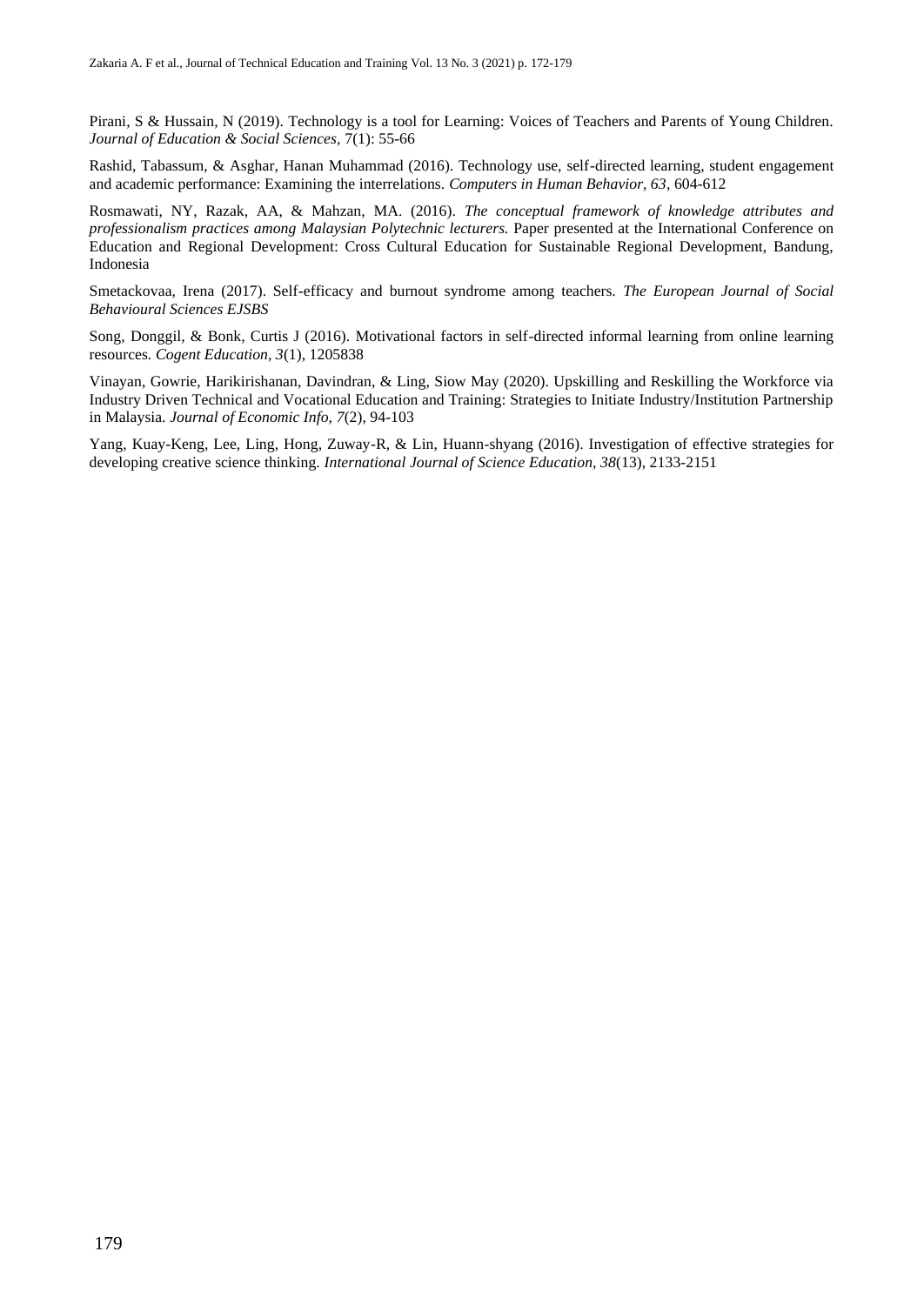Pirani, S & Hussain, N (2019). Technology is a tool for Learning: Voices of Teachers and Parents of Young Children. *Journal of Education & Social Sciences*, 7(1): 55-66

Rashid, Tabassum, & Asghar, Hanan Muhammad (2016). Technology use, self-directed learning, student engagement and academic performance: Examining the interrelations. *Computers in Human Behavior, 63*, 604-612

Rosmawati, NY, Razak, AA, & Mahzan, MA. (2016). *The conceptual framework of knowledge attributes and professionalism practices among Malaysian Polytechnic lecturers.* Paper presented at the International Conference on Education and Regional Development: Cross Cultural Education for Sustainable Regional Development, Bandung, Indonesia

Smetackovaa, Irena (2017). Self-efficacy and burnout syndrome among teachers. *The European Journal of Social Behavioural Sciences EJSBS*

Song, Donggil, & Bonk, Curtis J (2016). Motivational factors in self-directed informal learning from online learning resources. *Cogent Education, 3*(1), 1205838

Vinayan, Gowrie, Harikirishanan, Davindran, & Ling, Siow May (2020). Upskilling and Reskilling the Workforce via Industry Driven Technical and Vocational Education and Training: Strategies to Initiate Industry/Institution Partnership in Malaysia. *Journal of Economic Info, 7*(2), 94-103

Yang, Kuay-Keng, Lee, Ling, Hong, Zuway-R, & Lin, Huann-shyang (2016). Investigation of effective strategies for developing creative science thinking. *International Journal of Science Education, 38*(13), 2133-2151